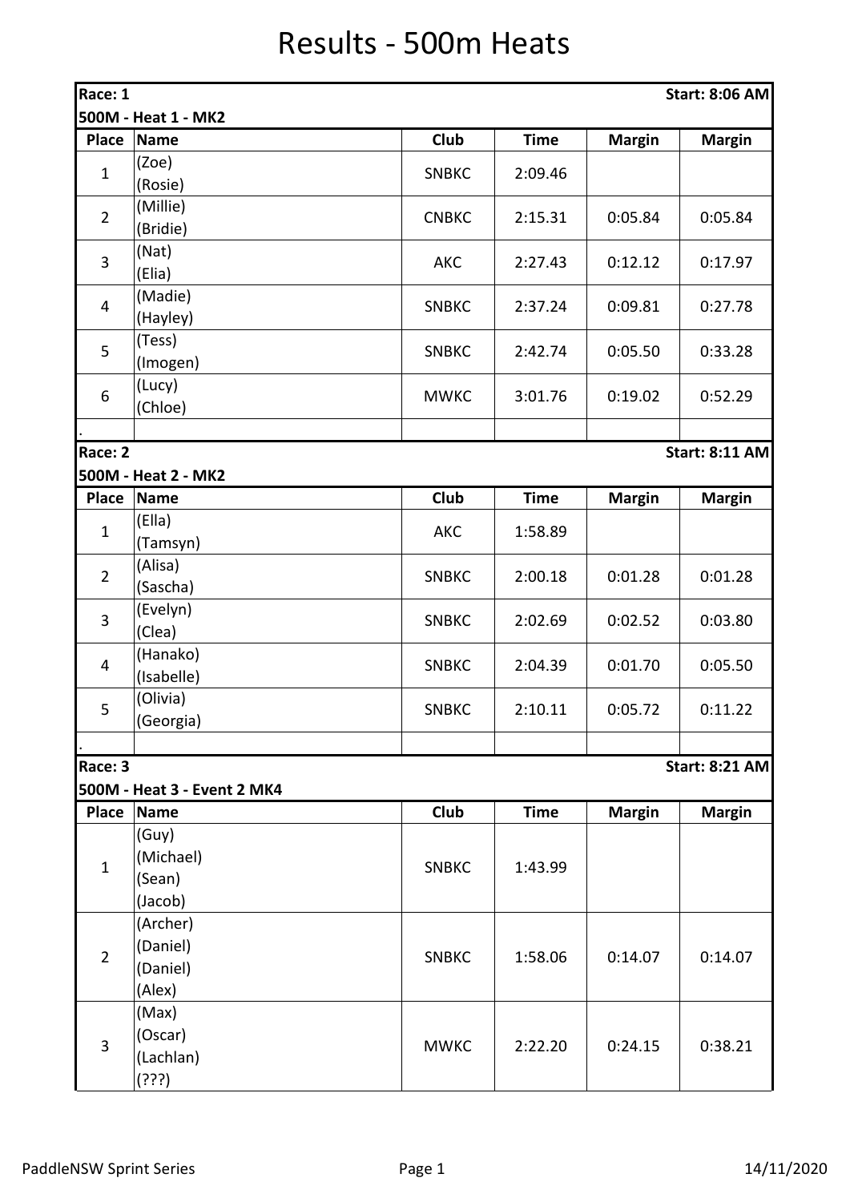# Results - 500m Heats

**Race: 1** **Start: 8:06 AM**

**500M - Heat 1 - MK2**

| Place | Name | Club | Time | Margin | Margin |
|---|---|---|---|---|---|
| 1 | (Zoe)<br>(Rosie) | SNBKC | 2:09.46 | | |
| 2 | (Millie)<br>(Bridie) | CNBKC | 2:15.31 | 0:05.84 | 0:05.84 |
| 3 | (Nat)<br>(Elia) | AKC | 2:27.43 | 0:12.12 | 0:17.97 |
| 4 | (Madie)<br>(Hayley) | SNBKC | 2:37.24 | 0:09.81 | 0:27.78 |
| 5 | (Tess)<br>(Imogen) | SNBKC | 2:42.74 | 0:05.50 | 0:33.28 |
| 6 | (Lucy)<br>(Chloe) | MWKC | 3:01.76 | 0:19.02 | 0:52.29 |
| . | | | | | |

**Race: 2** **Start: 8:11 AM**

**500M - Heat 2 - MK2**

| Place | Name | Club | Time | Margin | Margin |
|---|---|---|---|---|---|
| 1 | (Ella)<br>(Tamsyn) | AKC | 1:58.89 | | |
| 2 | (Alisa)<br>(Sascha) | SNBKC | 2:00.18 | 0:01.28 | 0:01.28 |
| 3 | (Evelyn)<br>(Clea) | SNBKC | 2:02.69 | 0:02.52 | 0:03.80 |
| 4 | (Hanako)<br>(Isabelle) | SNBKC | 2:04.39 | 0:01.70 | 0:05.50 |
| 5 | (Olivia)<br>(Georgia) | SNBKC | 2:10.11 | 0:05.72 | 0:11.22 |
| . | | | | | |

**Race: 3** **Start: 8:21 AM**

**500M - Heat 3 - Event 2 MK4**

| Place | Name | Club | Time | Margin | Margin |
|---|---|---|---|---|---|
| 1 | (Guy)<br>(Michael)<br>(Sean)<br>(Jacob) | SNBKC | 1:43.99 | | |
| 2 | (Archer)<br>(Daniel)<br>(Daniel)<br>(Alex) | SNBKC | 1:58.06 | 0:14.07 | 0:14.07 |
| 3 | (Max)<br>(Oscar)<br>(Lachlan)<br>(???) | MWKC | 2:22.20 | 0:24.15 | 0:38.21 |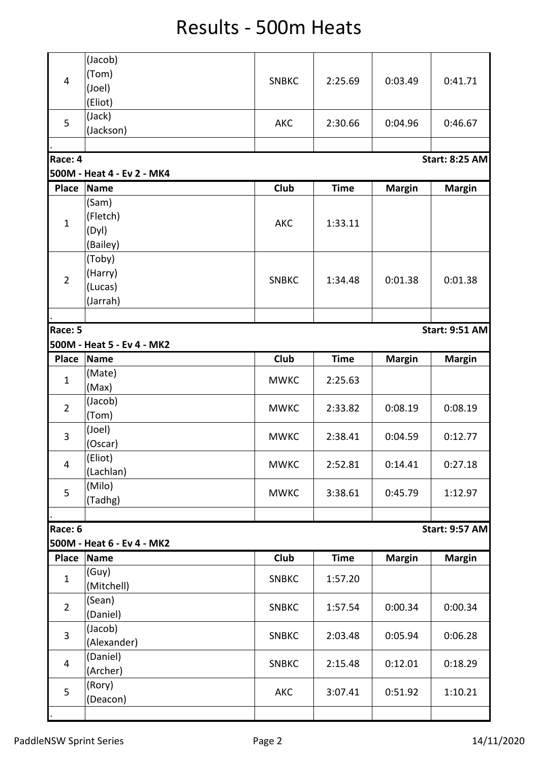# Results - 500m Heats

| Place | Name | Club | Time | Margin | Margin |
|---|---|---|---|---|---|
| 4 | (Jacob)<br>(Tom)<br>(Joel)<br>(Eliot) | SNBKC | 2:25.69 | 0:03.49 | 0:41.71 |
| 5 | (Jack)<br>(Jackson) | AKC | 2:30.66 | 0:04.96 | 0:46.67 |
| . | | | | | |

**Race: 4** — **Start: 8:25 AM**

**500M - Heat 4 - Ev 2 - MK4**

| Place | Name | Club | Time | Margin | Margin |
|---|---|---|---|---|---|
| 1 | (Sam)<br>(Fletch)<br>(Dyl)<br>(Bailey) | AKC | 1:33.11 | | |
| 2 | (Toby)<br>(Harry)<br>(Lucas)<br>(Jarrah) | SNBKC | 1:34.48 | 0:01.38 | 0:01.38 |
| . | | | | | |

**Race: 5** — **Start: 9:51 AM**

**500M - Heat 5 - Ev 4 - MK2**

| Place | Name | Club | Time | Margin | Margin |
|---|---|---|---|---|---|
| 1 | (Mate)<br>(Max) | MWKC | 2:25.63 | | |
| 2 | (Jacob)<br>(Tom) | MWKC | 2:33.82 | 0:08.19 | 0:08.19 |
| 3 | (Joel)<br>(Oscar) | MWKC | 2:38.41 | 0:04.59 | 0:12.77 |
| 4 | (Eliot)<br>(Lachlan) | MWKC | 2:52.81 | 0:14.41 | 0:27.18 |
| 5 | (Milo)<br>(Tadhg) | MWKC | 3:38.61 | 0:45.79 | 1:12.97 |
| . | | | | | |

**Race: 6** — **Start: 9:57 AM**

**500M - Heat 6 - Ev 4 - MK2**

| Place | Name | Club | Time | Margin | Margin |
|---|---|---|---|---|---|
| 1 | (Guy)<br>(Mitchell) | SNBKC | 1:57.20 | | |
| 2 | (Sean)<br>(Daniel) | SNBKC | 1:57.54 | 0:00.34 | 0:00.34 |
| 3 | (Jacob)<br>(Alexander) | SNBKC | 2:03.48 | 0:05.94 | 0:06.28 |
| 4 | (Daniel)<br>(Archer) | SNBKC | 2:15.48 | 0:12.01 | 0:18.29 |
| 5 | (Rory)<br>(Deacon) | AKC | 3:07.41 | 0:51.92 | 1:10.21 |
| . | | | | | |

PaddleNSW Sprint Series — 14/11/2020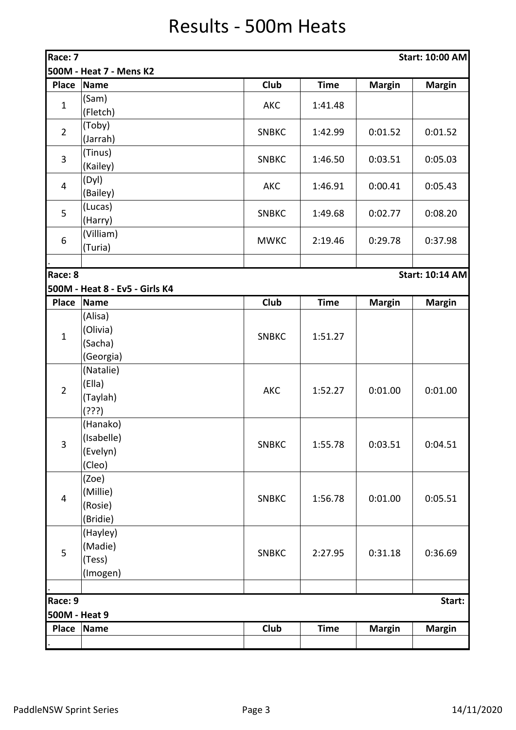# Results - 500m Heats

| Race: 7 | | | | | Start: 10:00 AM |
|---|---|---|---|---|---|
| 500M - Heat 7 - Mens K2 | | | | | |
| Place | Name | Club | Time | Margin | Margin |
| 1 | (Sam)<br>(Fletch) | AKC | 1:41.48 | | |
| 2 | (Toby)<br>(Jarrah) | SNBKC | 1:42.99 | 0:01.52 | 0:01.52 |
| 3 | (Tinus)<br>(Kailey) | SNBKC | 1:46.50 | 0:03.51 | 0:05.03 |
| 4 | (Dyl)<br>(Bailey) | AKC | 1:46.91 | 0:00.41 | 0:05.43 |
| 5 | (Lucas)<br>(Harry) | SNBKC | 1:49.68 | 0:02.77 | 0:08.20 |
| 6 | (Villiam)<br>(Turia) | MWKC | 2:19.46 | 0:29.78 | 0:37.98 |
| . | | | | | |

| Race: 8 | | | | | Start: 10:14 AM |
|---|---|---|---|---|---|
| 500M - Heat 8 - Ev5 - Girls K4 | | | | | |
| Place | Name | Club | Time | Margin | Margin |
| 1 | (Alisa)<br>(Olivia)<br>(Sacha)<br>(Georgia) | SNBKC | 1:51.27 | | |
| 2 | (Natalie)<br>(Ella)<br>(Taylah)<br>(???) | AKC | 1:52.27 | 0:01.00 | 0:01.00 |
| 3 | (Hanako)<br>(Isabelle)<br>(Evelyn)<br>(Cleo) | SNBKC | 1:55.78 | 0:03.51 | 0:04.51 |
| 4 | (Zoe)<br>(Millie)<br>(Rosie)<br>(Bridie) | SNBKC | 1:56.78 | 0:01.00 | 0:05.51 |
| 5 | (Hayley)<br>(Madie)<br>(Tess)<br>(Imogen) | SNBKC | 2:27.95 | 0:31.18 | 0:36.69 |
| . | | | | | |

| Race: 9 | | | | | Start: |
|---|---|---|---|---|---|
| 500M - Heat 9 | | | | | |
| Place | Name | Club | Time | Margin | Margin |
| . | | | | | |

PaddleNSW Sprint Series

14/11/2020